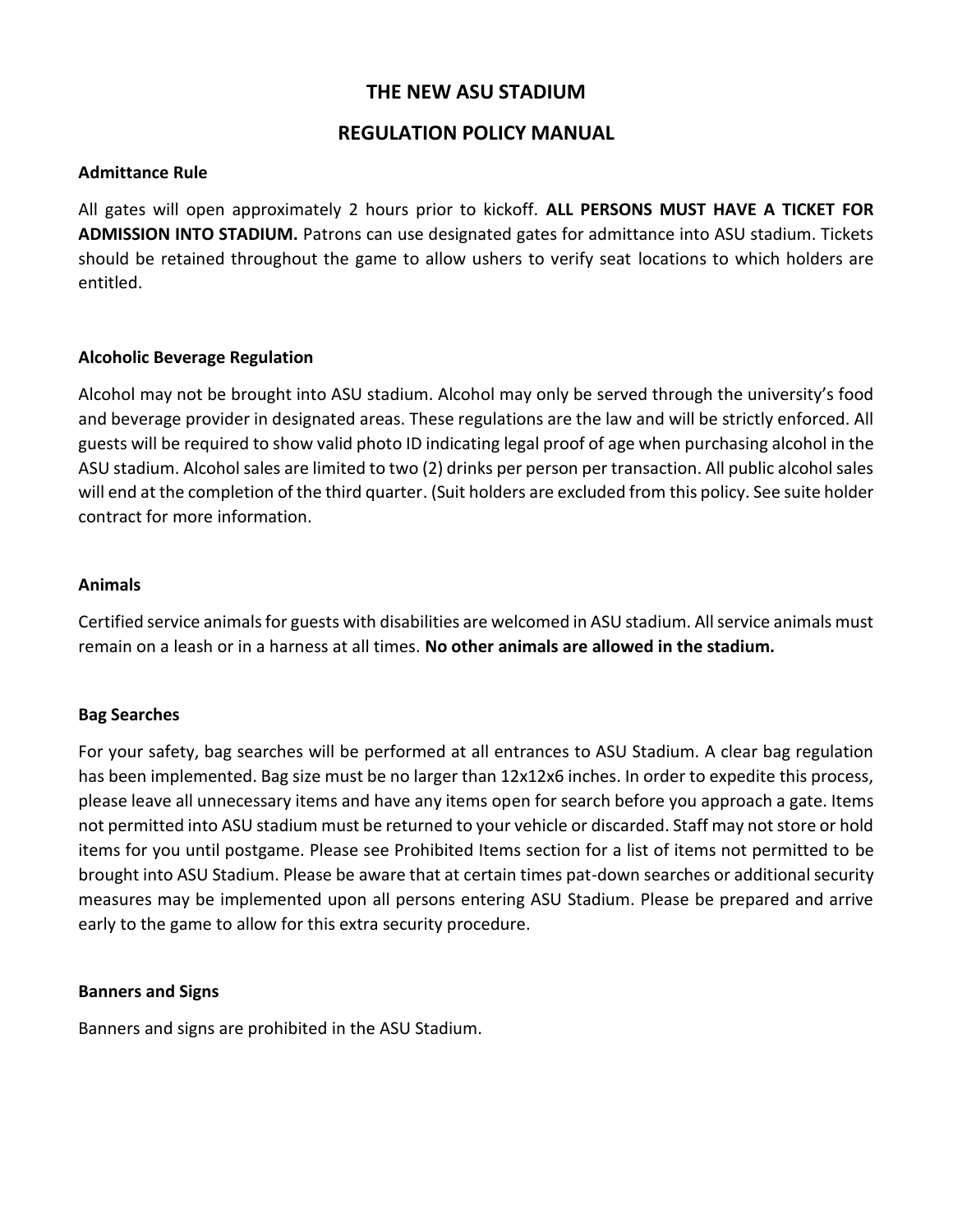# THE NEW ASU STADIUM

## REGULATION POLICY MANUAL

### Admittance Rule

All gates will open approximately 2 hours prior to kickoff. **ALL PERSONS MUST HAVE A TICKET FOR ADMISSION INTO STADIUM.** Patrons can use designated gates for admittance into ASU stadium. Tickets should be retained throughout the game to allow ushers to verify seat locations to which holders are entitled.

### Alcoholic Beverage Regulation

Alcohol may not be brought into ASU stadium. Alcohol may only be served through the university's food and beverage provider in designated areas. These regulations are the law and will be strictly enforced. All guests will be required to show valid photo ID indicating legal proof of age when purchasing alcohol in the ASU stadium. Alcohol sales are limited to two (2) drinks per person per transaction. All public alcohol sales will end at the completion of the third quarter. (Suit holders are excluded from this policy. See suite holder contract for more information.

### Animals

Certified service animals for guests with disabilities are welcomed in ASU stadium. All service animals must remain on a leash or in a harness at all times. **No other animals are allowed in the stadium.**

### Bag Searches

For your safety, bag searches will be performed at all entrances to ASU Stadium. A clear bag regulation has been implemented. Bag size must be no larger than 12x12x6 inches. In order to expedite this process, please leave all unnecessary items and have any items open for search before you approach a gate. Items not permitted into ASU stadium must be returned to your vehicle or discarded. Staff may not store or hold items for you until postgame. Please see Prohibited Items section for a list of items not permitted to be brought into ASU Stadium. Please be aware that at certain times pat-down searches or additional security measures may be implemented upon all persons entering ASU Stadium. Please be prepared and arrive early to the game to allow for this extra security procedure.

### Banners and Signs

Banners and signs are prohibited in the ASU Stadium.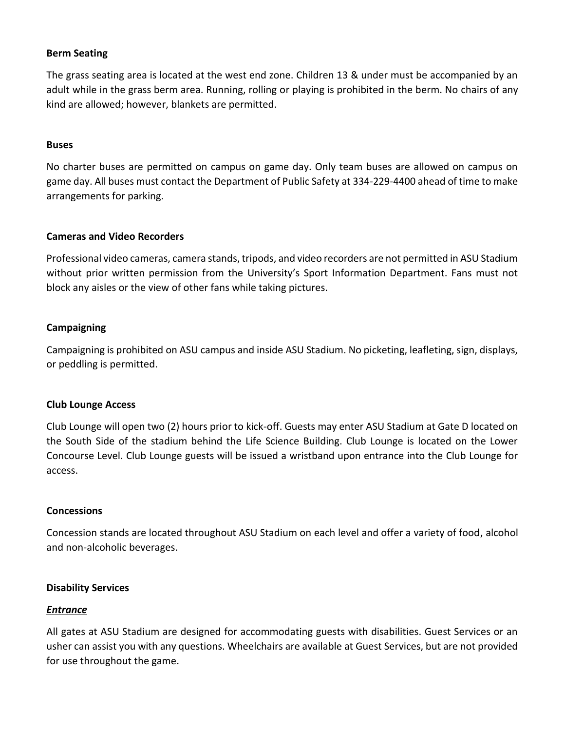**Berm Seating**

The grass seating area is located at the west end zone. Children 13 & under must be accompanied by an adult while in the grass berm area. Running, rolling or playing is prohibited in the berm. No chairs of any kind are allowed; however, blankets are permitted.

**Buses**

No charter buses are permitted on campus on game day. Only team buses are allowed on campus on game day. All buses must contact the Department of Public Safety at 334-229-4400 ahead of time to make arrangements for parking.

**Cameras and Video Recorders**

Professional video cameras, camera stands, tripods, and video recorders are not permitted in ASU Stadium without prior written permission from the University's Sport Information Department. Fans must not block any aisles or the view of other fans while taking pictures.

**Campaigning**

Campaigning is prohibited on ASU campus and inside ASU Stadium. No picketing, leafleting, sign, displays, or peddling is permitted.

**Club Lounge Access**

Club Lounge will open two (2) hours prior to kick-off. Guests may enter ASU Stadium at Gate D located on the South Side of the stadium behind the Life Science Building. Club Lounge is located on the Lower Concourse Level. Club Lounge guests will be issued a wristband upon entrance into the Club Lounge for access.

**Concessions**

Concession stands are located throughout ASU Stadium on each level and offer a variety of food, alcohol and non-alcoholic beverages.

**Disability Services**

***Entrance***

All gates at ASU Stadium are designed for accommodating guests with disabilities. Guest Services or an usher can assist you with any questions. Wheelchairs are available at Guest Services, but are not provided for use throughout the game.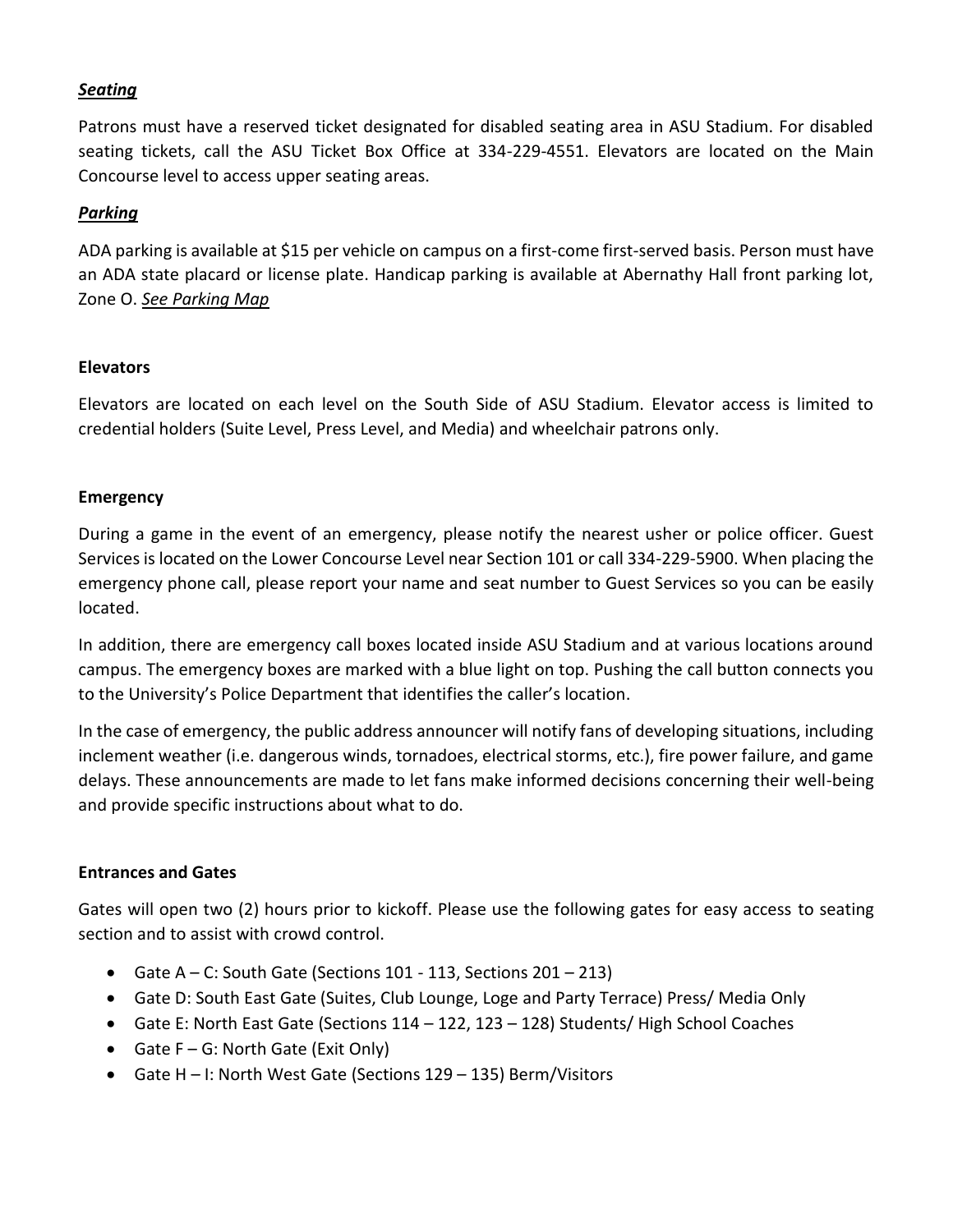### ***Seating***

Patrons must have a reserved ticket designated for disabled seating area in ASU Stadium. For disabled seating tickets, call the ASU Ticket Box Office at 334-229-4551. Elevators are located on the Main Concourse level to access upper seating areas.

### ***Parking***

ADA parking is available at $15 per vehicle on campus on a first-come first-served basis. Person must have an ADA state placard or license plate. Handicap parking is available at Abernathy Hall front parking lot, Zone O. *See Parking Map*

### **Elevators**

Elevators are located on each level on the South Side of ASU Stadium. Elevator access is limited to credential holders (Suite Level, Press Level, and Media) and wheelchair patrons only.

### **Emergency**

During a game in the event of an emergency, please notify the nearest usher or police officer. Guest Services is located on the Lower Concourse Level near Section 101 or call 334-229-5900. When placing the emergency phone call, please report your name and seat number to Guest Services so you can be easily located.

In addition, there are emergency call boxes located inside ASU Stadium and at various locations around campus. The emergency boxes are marked with a blue light on top. Pushing the call button connects you to the University's Police Department that identifies the caller's location.

In the case of emergency, the public address announcer will notify fans of developing situations, including inclement weather (i.e. dangerous winds, tornadoes, electrical storms, etc.), fire power failure, and game delays. These announcements are made to let fans make informed decisions concerning their well-being and provide specific instructions about what to do.

### **Entrances and Gates**

Gates will open two (2) hours prior to kickoff. Please use the following gates for easy access to seating section and to assist with crowd control.

- Gate A – C: South Gate (Sections 101 - 113, Sections 201 – 213)
- Gate D: South East Gate (Suites, Club Lounge, Loge and Party Terrace) Press/ Media Only
- Gate E: North East Gate (Sections 114 – 122, 123 – 128) Students/ High School Coaches
- Gate F – G: North Gate (Exit Only)
- Gate H – I: North West Gate (Sections 129 – 135) Berm/Visitors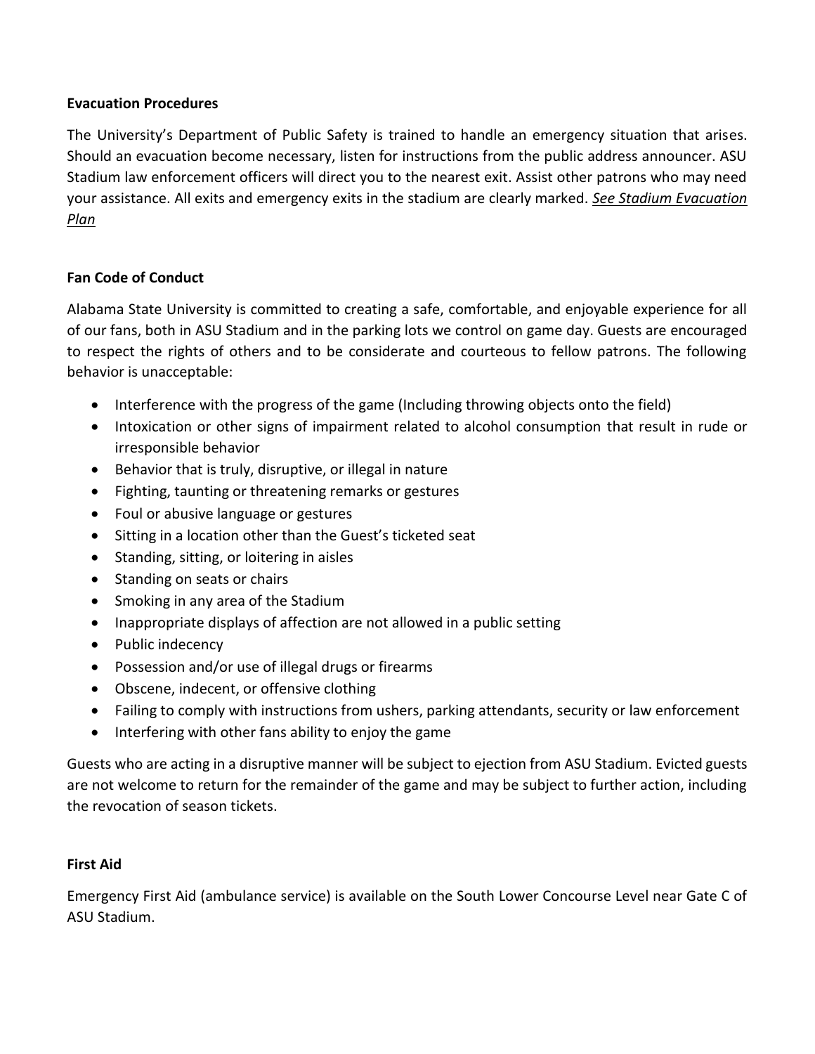**Evacuation Procedures**

The University's Department of Public Safety is trained to handle an emergency situation that arises. Should an evacuation become necessary, listen for instructions from the public address announcer. ASU Stadium law enforcement officers will direct you to the nearest exit. Assist other patrons who may need your assistance. All exits and emergency exits in the stadium are clearly marked. ***See Stadium Evacuation Plan***

**Fan Code of Conduct**

Alabama State University is committed to creating a safe, comfortable, and enjoyable experience for all of our fans, both in ASU Stadium and in the parking lots we control on game day. Guests are encouraged to respect the rights of others and to be considerate and courteous to fellow patrons. The following behavior is unacceptable:

- Interference with the progress of the game (Including throwing objects onto the field)
- Intoxication or other signs of impairment related to alcohol consumption that result in rude or irresponsible behavior
- Behavior that is truly, disruptive, or illegal in nature
- Fighting, taunting or threatening remarks or gestures
- Foul or abusive language or gestures
- Sitting in a location other than the Guest's ticketed seat
- Standing, sitting, or loitering in aisles
- Standing on seats or chairs
- Smoking in any area of the Stadium
- Inappropriate displays of affection are not allowed in a public setting
- Public indecency
- Possession and/or use of illegal drugs or firearms
- Obscene, indecent, or offensive clothing
- Failing to comply with instructions from ushers, parking attendants, security or law enforcement
- Interfering with other fans ability to enjoy the game

Guests who are acting in a disruptive manner will be subject to ejection from ASU Stadium. Evicted guests are not welcome to return for the remainder of the game and may be subject to further action, including the revocation of season tickets.

**First Aid**

Emergency First Aid (ambulance service) is available on the South Lower Concourse Level near Gate C of ASU Stadium.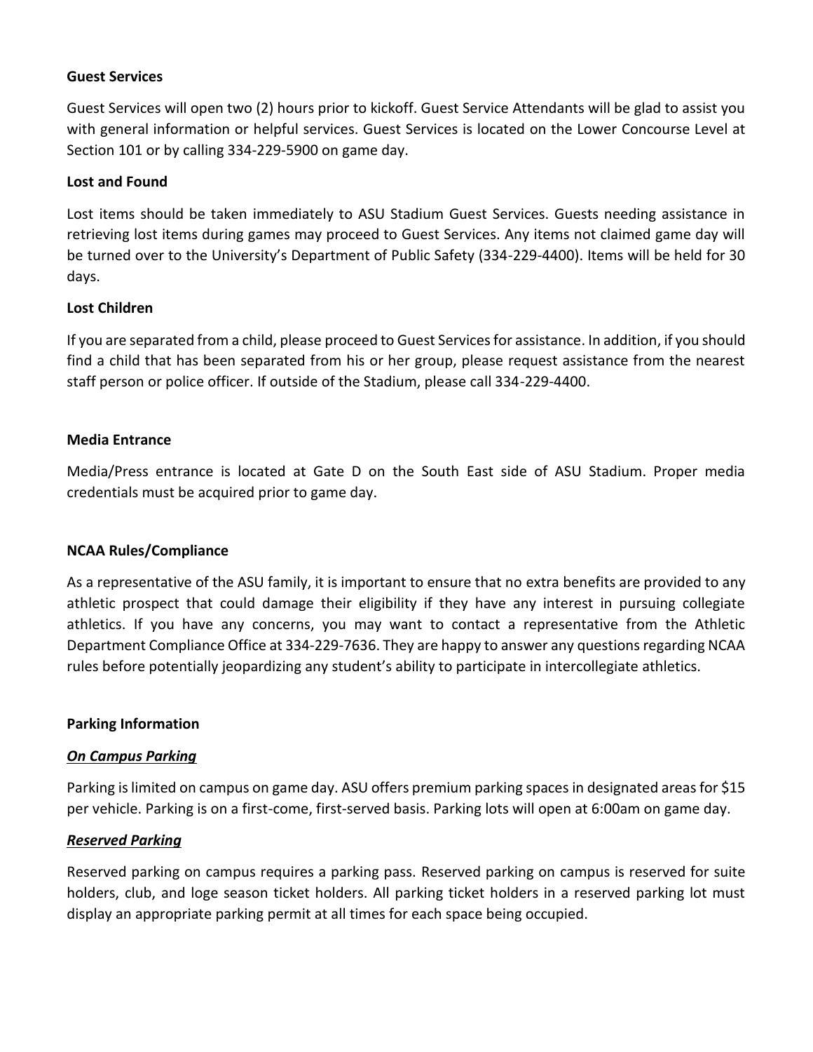**Guest Services**

Guest Services will open two (2) hours prior to kickoff. Guest Service Attendants will be glad to assist you with general information or helpful services. Guest Services is located on the Lower Concourse Level at Section 101 or by calling 334-229-5900 on game day.

**Lost and Found**

Lost items should be taken immediately to ASU Stadium Guest Services. Guests needing assistance in retrieving lost items during games may proceed to Guest Services. Any items not claimed game day will be turned over to the University's Department of Public Safety (334-229-4400). Items will be held for 30 days.

**Lost Children**

If you are separated from a child, please proceed to Guest Services for assistance. In addition, if you should find a child that has been separated from his or her group, please request assistance from the nearest staff person or police officer. If outside of the Stadium, please call 334-229-4400.

**Media Entrance**

Media/Press entrance is located at Gate D on the South East side of ASU Stadium. Proper media credentials must be acquired prior to game day.

**NCAA Rules/Compliance**

As a representative of the ASU family, it is important to ensure that no extra benefits are provided to any athletic prospect that could damage their eligibility if they have any interest in pursuing collegiate athletics. If you have any concerns, you may want to contact a representative from the Athletic Department Compliance Office at 334-229-7636. They are happy to answer any questions regarding NCAA rules before potentially jeopardizing any student's ability to participate in intercollegiate athletics.

**Parking Information**

***<u>On Campus Parking</u>***

Parking is limited on campus on game day. ASU offers premium parking spaces in designated areas for $15 per vehicle. Parking is on a first-come, first-served basis. Parking lots will open at 6:00am on game day.

***<u>Reserved Parking</u>***

Reserved parking on campus requires a parking pass. Reserved parking on campus is reserved for suite holders, club, and loge season ticket holders. All parking ticket holders in a reserved parking lot must display an appropriate parking permit at all times for each space being occupied.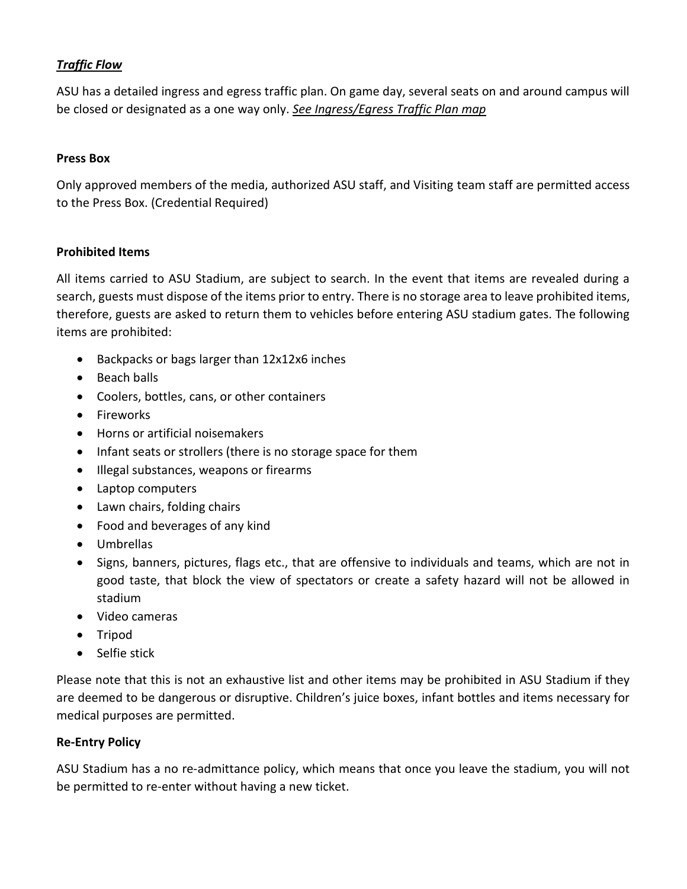***Traffic Flow***

ASU has a detailed ingress and egress traffic plan. On game day, several seats on and around campus will be closed or designated as a one way only. ***See Ingress/Egress Traffic Plan map***

**Press Box**

Only approved members of the media, authorized ASU staff, and Visiting team staff are permitted access to the Press Box. (Credential Required)

**Prohibited Items**

All items carried to ASU Stadium, are subject to search. In the event that items are revealed during a search, guests must dispose of the items prior to entry. There is no storage area to leave prohibited items, therefore, guests are asked to return them to vehicles before entering ASU stadium gates. The following items are prohibited:

- Backpacks or bags larger than 12x12x6 inches
- Beach balls
- Coolers, bottles, cans, or other containers
- Fireworks
- Horns or artificial noisemakers
- Infant seats or strollers (there is no storage space for them
- Illegal substances, weapons or firearms
- Laptop computers
- Lawn chairs, folding chairs
- Food and beverages of any kind
- Umbrellas
- Signs, banners, pictures, flags etc., that are offensive to individuals and teams, which are not in good taste, that block the view of spectators or create a safety hazard will not be allowed in stadium
- Video cameras
- Tripod
- Selfie stick

Please note that this is not an exhaustive list and other items may be prohibited in ASU Stadium if they are deemed to be dangerous or disruptive. Children's juice boxes, infant bottles and items necessary for medical purposes are permitted.

**Re-Entry Policy**

ASU Stadium has a no re-admittance policy, which means that once you leave the stadium, you will not be permitted to re-enter without having a new ticket.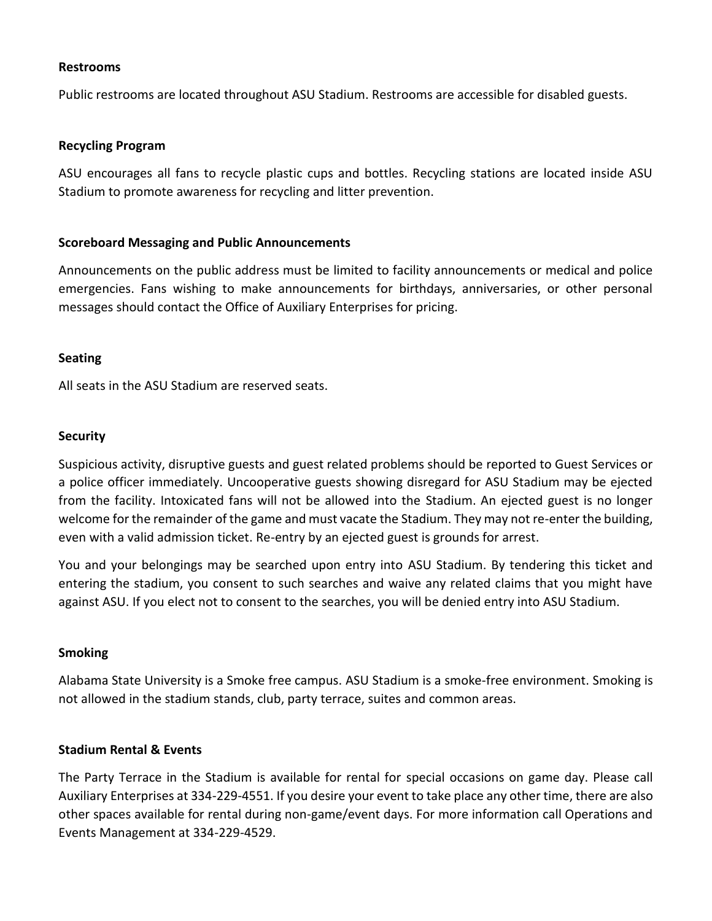**Restrooms**

Public restrooms are located throughout ASU Stadium. Restrooms are accessible for disabled guests.

**Recycling Program**

ASU encourages all fans to recycle plastic cups and bottles. Recycling stations are located inside ASU Stadium to promote awareness for recycling and litter prevention.

**Scoreboard Messaging and Public Announcements**

Announcements on the public address must be limited to facility announcements or medical and police emergencies. Fans wishing to make announcements for birthdays, anniversaries, or other personal messages should contact the Office of Auxiliary Enterprises for pricing.

**Seating**

All seats in the ASU Stadium are reserved seats.

**Security**

Suspicious activity, disruptive guests and guest related problems should be reported to Guest Services or a police officer immediately. Uncooperative guests showing disregard for ASU Stadium may be ejected from the facility. Intoxicated fans will not be allowed into the Stadium. An ejected guest is no longer welcome for the remainder of the game and must vacate the Stadium. They may not re-enter the building, even with a valid admission ticket. Re-entry by an ejected guest is grounds for arrest.

You and your belongings may be searched upon entry into ASU Stadium. By tendering this ticket and entering the stadium, you consent to such searches and waive any related claims that you might have against ASU. If you elect not to consent to the searches, you will be denied entry into ASU Stadium.

**Smoking**

Alabama State University is a Smoke free campus. ASU Stadium is a smoke-free environment. Smoking is not allowed in the stadium stands, club, party terrace, suites and common areas.

**Stadium Rental & Events**

The Party Terrace in the Stadium is available for rental for special occasions on game day. Please call Auxiliary Enterprises at 334-229-4551. If you desire your event to take place any other time, there are also other spaces available for rental during non-game/event days. For more information call Operations and Events Management at 334-229-4529.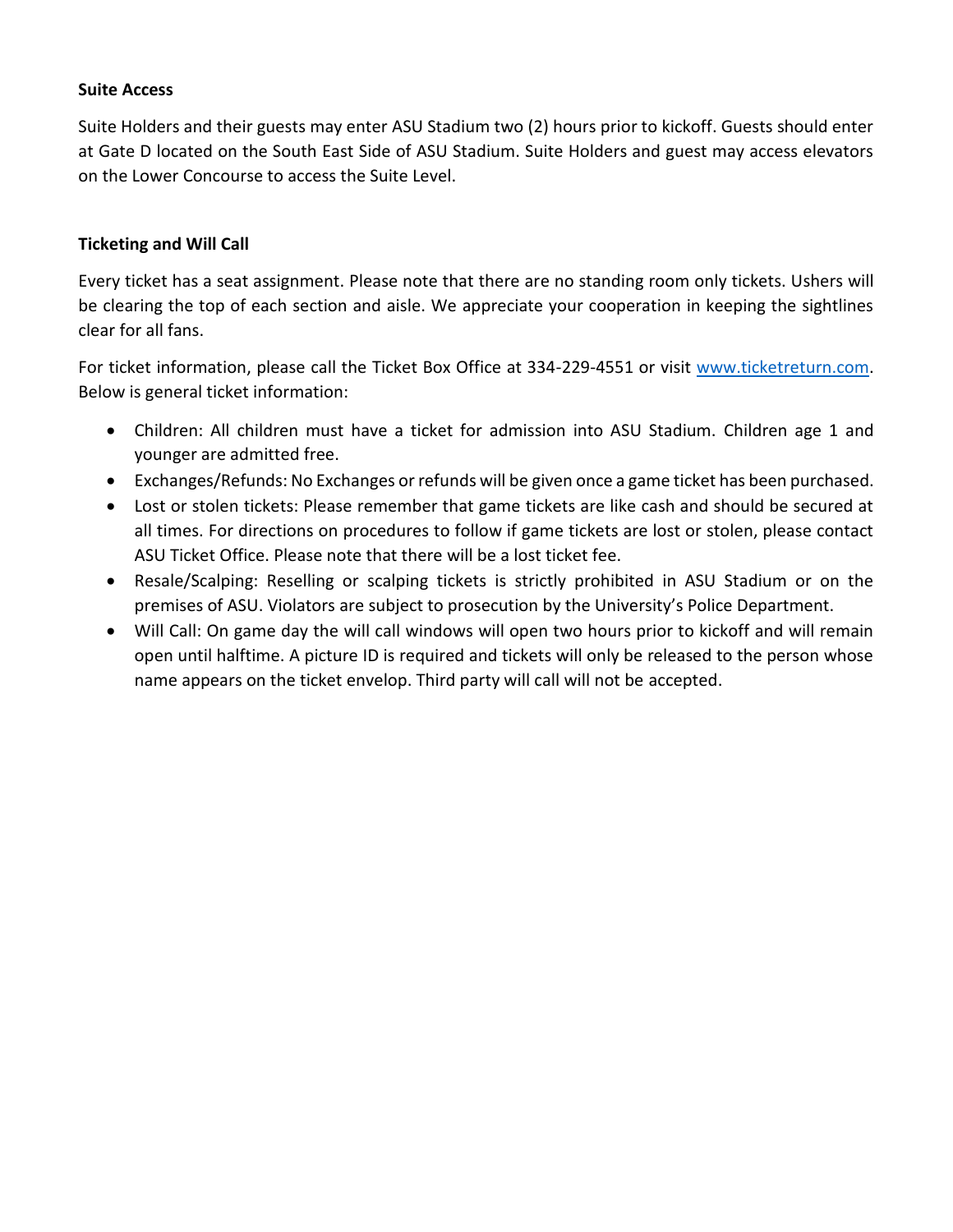**Suite Access**

Suite Holders and their guests may enter ASU Stadium two (2) hours prior to kickoff. Guests should enter at Gate D located on the South East Side of ASU Stadium. Suite Holders and guest may access elevators on the Lower Concourse to access the Suite Level.

**Ticketing and Will Call**

Every ticket has a seat assignment. Please note that there are no standing room only tickets. Ushers will be clearing the top of each section and aisle. We appreciate your cooperation in keeping the sightlines clear for all fans.

For ticket information, please call the Ticket Box Office at 334-229-4551 or visit [www.ticketreturn.com](http://www.ticketreturn.com). Below is general ticket information:

- Children: All children must have a ticket for admission into ASU Stadium. Children age 1 and younger are admitted free.
- Exchanges/Refunds: No Exchanges or refunds will be given once a game ticket has been purchased.
- Lost or stolen tickets: Please remember that game tickets are like cash and should be secured at all times. For directions on procedures to follow if game tickets are lost or stolen, please contact ASU Ticket Office. Please note that there will be a lost ticket fee.
- Resale/Scalping: Reselling or scalping tickets is strictly prohibited in ASU Stadium or on the premises of ASU. Violators are subject to prosecution by the University's Police Department.
- Will Call: On game day the will call windows will open two hours prior to kickoff and will remain open until halftime. A picture ID is required and tickets will only be released to the person whose name appears on the ticket envelop. Third party will call will not be accepted.